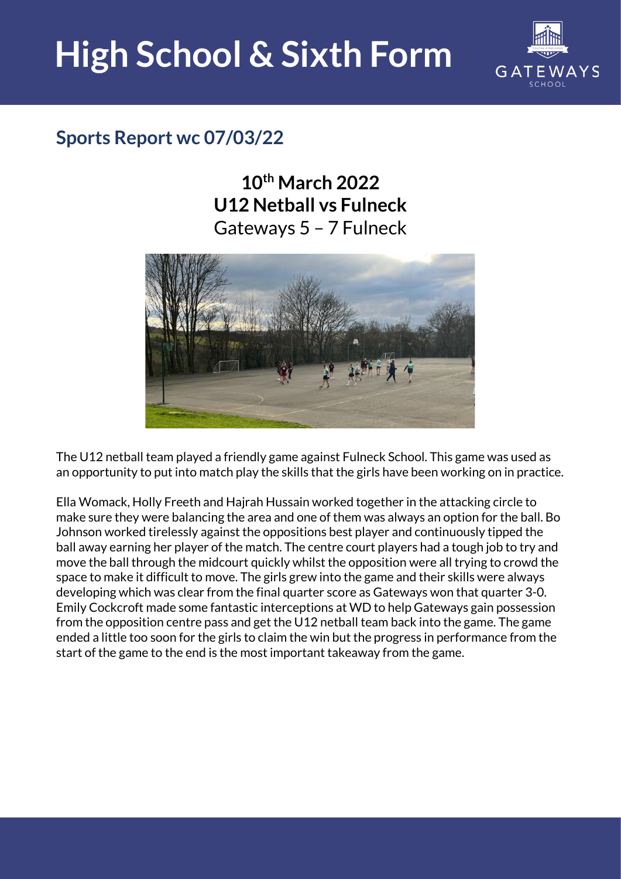# High School & Sixth Form

## Sports Report wc 07/03/22

### 10th March 2022
### U12 Netball vs Fulneck

Gateways 5 – 7 Fulneck

The U12 netball team played a friendly game against Fulneck School. This game was used as an opportunity to put into match play the skills that the girls have been working on in practice.

Ella Womack, Holly Freeth and Hajrah Hussain worked together in the attacking circle to make sure they were balancing the area and one of them was always an option for the ball. Bo Johnson worked tirelessly against the oppositions best player and continuously tipped the ball away earning her player of the match. The centre court players had a tough job to try and move the ball through the midcourt quickly whilst the opposition were all trying to crowd the space to make it difficult to move. The girls grew into the game and their skills were always developing which was clear from the final quarter score as Gateways won that quarter 3-0. Emily Cockcroft made some fantastic interceptions at WD to help Gateways gain possession from the opposition centre pass and get the U12 netball team back into the game. The game ended a little too soon for the girls to claim the win but the progress in performance from the start of the game to the end is the most important takeaway from the game.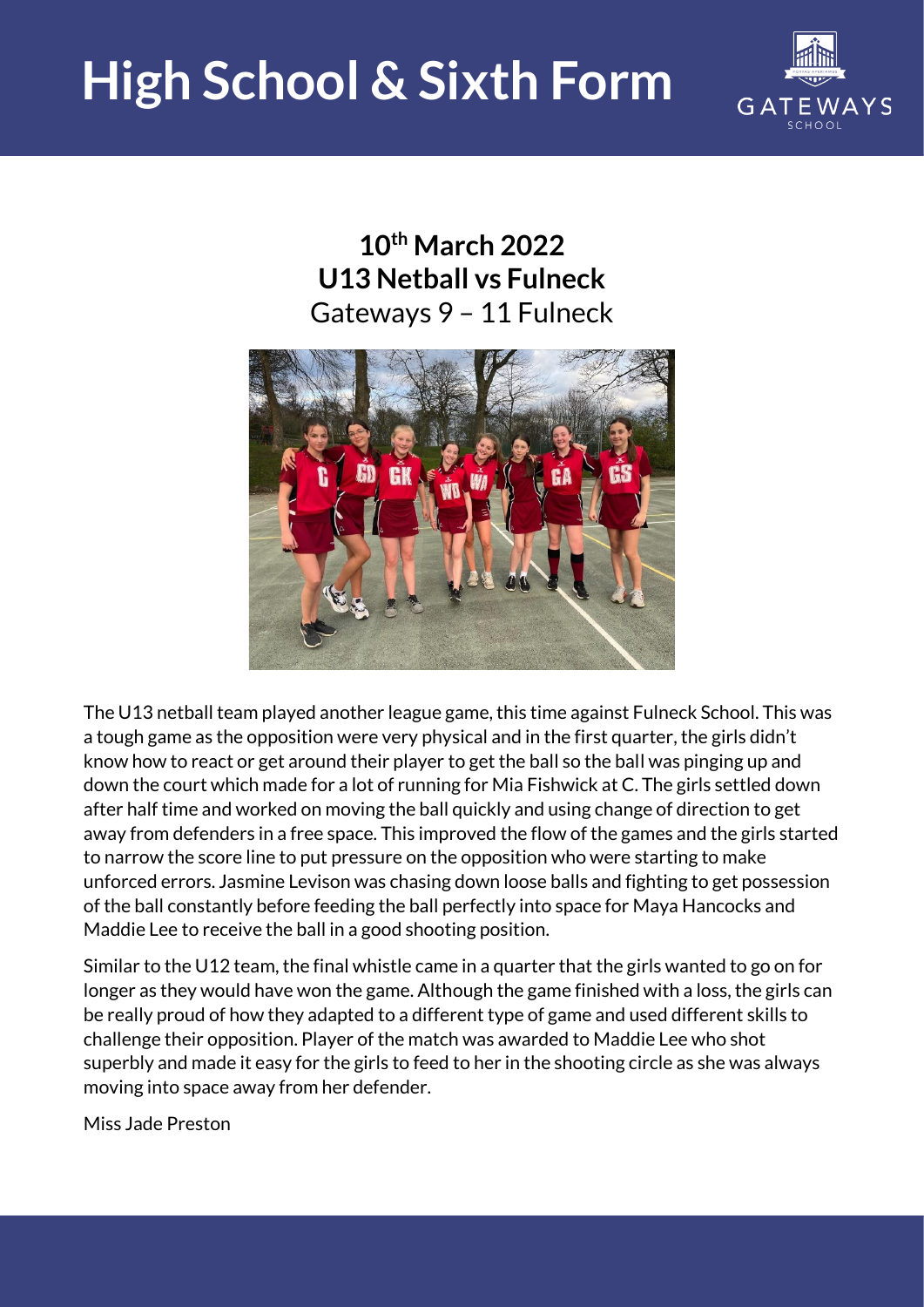# High School & Sixth Form

## 10th March 2022
## U13 Netball vs Fulneck

Gateways 9 – 11 Fulneck

The U13 netball team played another league game, this time against Fulneck School. This was a tough game as the opposition were very physical and in the first quarter, the girls didn't know how to react or get around their player to get the ball so the ball was pinging up and down the court which made for a lot of running for Mia Fishwick at C. The girls settled down after half time and worked on moving the ball quickly and using change of direction to get away from defenders in a free space. This improved the flow of the games and the girls started to narrow the score line to put pressure on the opposition who were starting to make unforced errors. Jasmine Levison was chasing down loose balls and fighting to get possession of the ball constantly before feeding the ball perfectly into space for Maya Hancocks and Maddie Lee to receive the ball in a good shooting position.

Similar to the U12 team, the final whistle came in a quarter that the girls wanted to go on for longer as they would have won the game. Although the game finished with a loss, the girls can be really proud of how they adapted to a different type of game and used different skills to challenge their opposition. Player of the match was awarded to Maddie Lee who shot superbly and made it easy for the girls to feed to her in the shooting circle as she was always moving into space away from her defender.

Miss Jade Preston